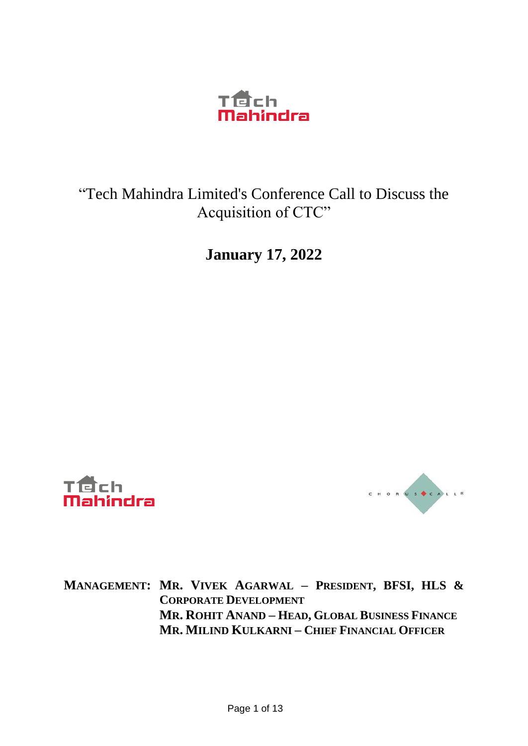# "Tech Mahindra Limited's Conference Call to Discuss the Acquisition of CTC"

## January 17, 2022

**MANAGEMENT: MR. VIVEK AGARWAL – PRESIDENT, BFSI, HLS & CORPORATE DEVELOPMENT**
**MR. ROHIT ANAND – HEAD, GLOBAL BUSINESS FINANCE**
**MR. MILIND KULKARNI – CHIEF FINANCIAL OFFICER**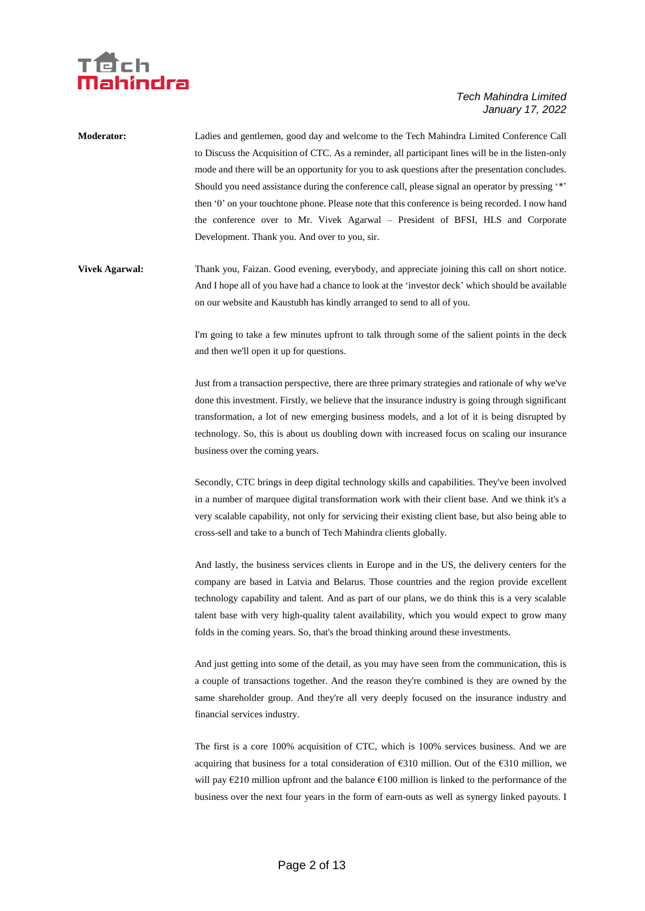**Moderator:** Ladies and gentlemen, good day and welcome to the Tech Mahindra Limited Conference Call to Discuss the Acquisition of CTC. As a reminder, all participant lines will be in the listen-only mode and there will be an opportunity for you to ask questions after the presentation concludes. Should you need assistance during the conference call, please signal an operator by pressing '*' then '0' on your touchtone phone. Please note that this conference is being recorded. I now hand the conference over to Mr. Vivek Agarwal – President of BFSI, HLS and Corporate Development. Thank you. And over to you, sir.

**Vivek Agarwal:** Thank you, Faizan. Good evening, everybody, and appreciate joining this call on short notice. And I hope all of you have had a chance to look at the 'investor deck' which should be available on our website and Kaustubh has kindly arranged to send to all of you.

I'm going to take a few minutes upfront to talk through some of the salient points in the deck and then we'll open it up for questions.

Just from a transaction perspective, there are three primary strategies and rationale of why we've done this investment. Firstly, we believe that the insurance industry is going through significant transformation, a lot of new emerging business models, and a lot of it is being disrupted by technology. So, this is about us doubling down with increased focus on scaling our insurance business over the coming years.

Secondly, CTC brings in deep digital technology skills and capabilities. They've been involved in a number of marquee digital transformation work with their client base. And we think it's a very scalable capability, not only for servicing their existing client base, but also being able to cross-sell and take to a bunch of Tech Mahindra clients globally.

And lastly, the business services clients in Europe and in the US, the delivery centers for the company are based in Latvia and Belarus. Those countries and the region provide excellent technology capability and talent. And as part of our plans, we do think this is a very scalable talent base with very high-quality talent availability, which you would expect to grow many folds in the coming years. So, that's the broad thinking around these investments.

And just getting into some of the detail, as you may have seen from the communication, this is a couple of transactions together. And the reason they're combined is they are owned by the same shareholder group. And they're all very deeply focused on the insurance industry and financial services industry.

The first is a core 100% acquisition of CTC, which is 100% services business. And we are acquiring that business for a total consideration of €310 million. Out of the €310 million, we will pay €210 million upfront and the balance €100 million is linked to the performance of the business over the next four years in the form of earn-outs as well as synergy linked payouts. I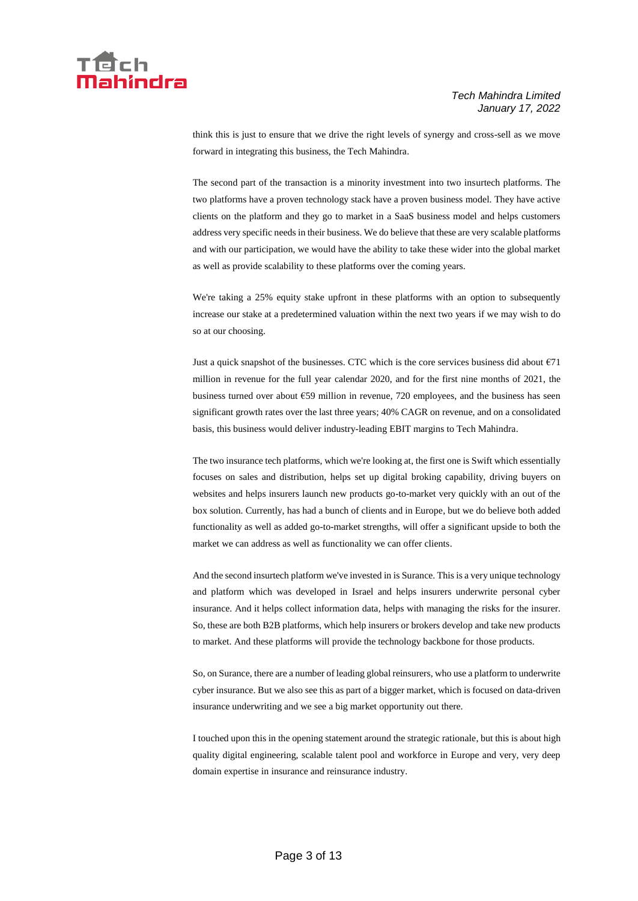think this is just to ensure that we drive the right levels of synergy and cross-sell as we move forward in integrating this business, the Tech Mahindra.

The second part of the transaction is a minority investment into two insurtech platforms. The two platforms have a proven technology stack have a proven business model. They have active clients on the platform and they go to market in a SaaS business model and helps customers address very specific needs in their business. We do believe that these are very scalable platforms and with our participation, we would have the ability to take these wider into the global market as well as provide scalability to these platforms over the coming years.

We're taking a 25% equity stake upfront in these platforms with an option to subsequently increase our stake at a predetermined valuation within the next two years if we may wish to do so at our choosing.

Just a quick snapshot of the businesses. CTC which is the core services business did about €71 million in revenue for the full year calendar 2020, and for the first nine months of 2021, the business turned over about €59 million in revenue, 720 employees, and the business has seen significant growth rates over the last three years; 40% CAGR on revenue, and on a consolidated basis, this business would deliver industry-leading EBIT margins to Tech Mahindra.

The two insurance tech platforms, which we're looking at, the first one is Swift which essentially focuses on sales and distribution, helps set up digital broking capability, driving buyers on websites and helps insurers launch new products go-to-market very quickly with an out of the box solution. Currently, has had a bunch of clients and in Europe, but we do believe both added functionality as well as added go-to-market strengths, will offer a significant upside to both the market we can address as well as functionality we can offer clients.

And the second insurtech platform we've invested in is Surance. This is a very unique technology and platform which was developed in Israel and helps insurers underwrite personal cyber insurance. And it helps collect information data, helps with managing the risks for the insurer. So, these are both B2B platforms, which help insurers or brokers develop and take new products to market. And these platforms will provide the technology backbone for those products.

So, on Surance, there are a number of leading global reinsurers, who use a platform to underwrite cyber insurance. But we also see this as part of a bigger market, which is focused on data-driven insurance underwriting and we see a big market opportunity out there.

I touched upon this in the opening statement around the strategic rationale, but this is about high quality digital engineering, scalable talent pool and workforce in Europe and very, very deep domain expertise in insurance and reinsurance industry.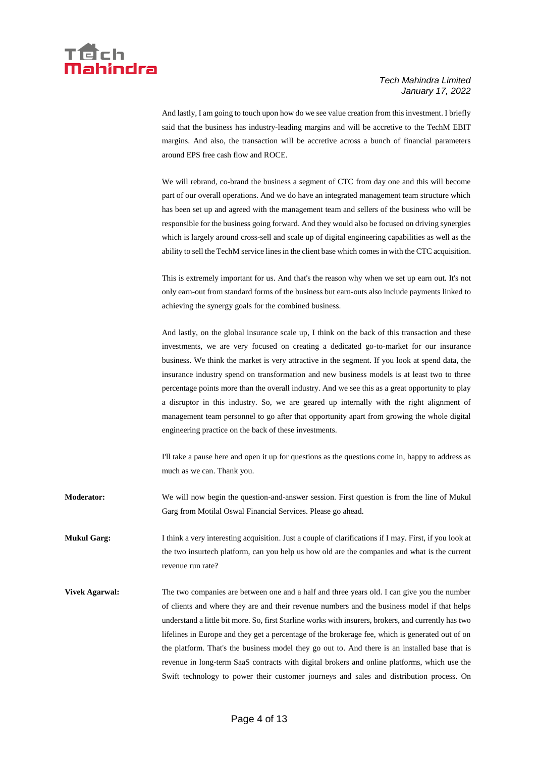And lastly, I am going to touch upon how do we see value creation from this investment. I briefly said that the business has industry-leading margins and will be accretive to the TechM EBIT margins. And also, the transaction will be accretive across a bunch of financial parameters around EPS free cash flow and ROCE.

We will rebrand, co-brand the business a segment of CTC from day one and this will become part of our overall operations. And we do have an integrated management team structure which has been set up and agreed with the management team and sellers of the business who will be responsible for the business going forward. And they would also be focused on driving synergies which is largely around cross-sell and scale up of digital engineering capabilities as well as the ability to sell the TechM service lines in the client base which comes in with the CTC acquisition.

This is extremely important for us. And that's the reason why when we set up earn out. It's not only earn-out from standard forms of the business but earn-outs also include payments linked to achieving the synergy goals for the combined business.

And lastly, on the global insurance scale up, I think on the back of this transaction and these investments, we are very focused on creating a dedicated go-to-market for our insurance business. We think the market is very attractive in the segment. If you look at spend data, the insurance industry spend on transformation and new business models is at least two to three percentage points more than the overall industry. And we see this as a great opportunity to play a disruptor in this industry. So, we are geared up internally with the right alignment of management team personnel to go after that opportunity apart from growing the whole digital engineering practice on the back of these investments.

I'll take a pause here and open it up for questions as the questions come in, happy to address as much as we can. Thank you.

**Moderator:** We will now begin the question-and-answer session. First question is from the line of Mukul Garg from Motilal Oswal Financial Services. Please go ahead.

**Mukul Garg:** I think a very interesting acquisition. Just a couple of clarifications if I may. First, if you look at the two insurtech platform, can you help us how old are the companies and what is the current revenue run rate?

**Vivek Agarwal:** The two companies are between one and a half and three years old. I can give you the number of clients and where they are and their revenue numbers and the business model if that helps understand a little bit more. So, first Starline works with insurers, brokers, and currently has two lifelines in Europe and they get a percentage of the brokerage fee, which is generated out of on the platform. That's the business model they go out to. And there is an installed base that is revenue in long-term SaaS contracts with digital brokers and online platforms, which use the Swift technology to power their customer journeys and sales and distribution process. On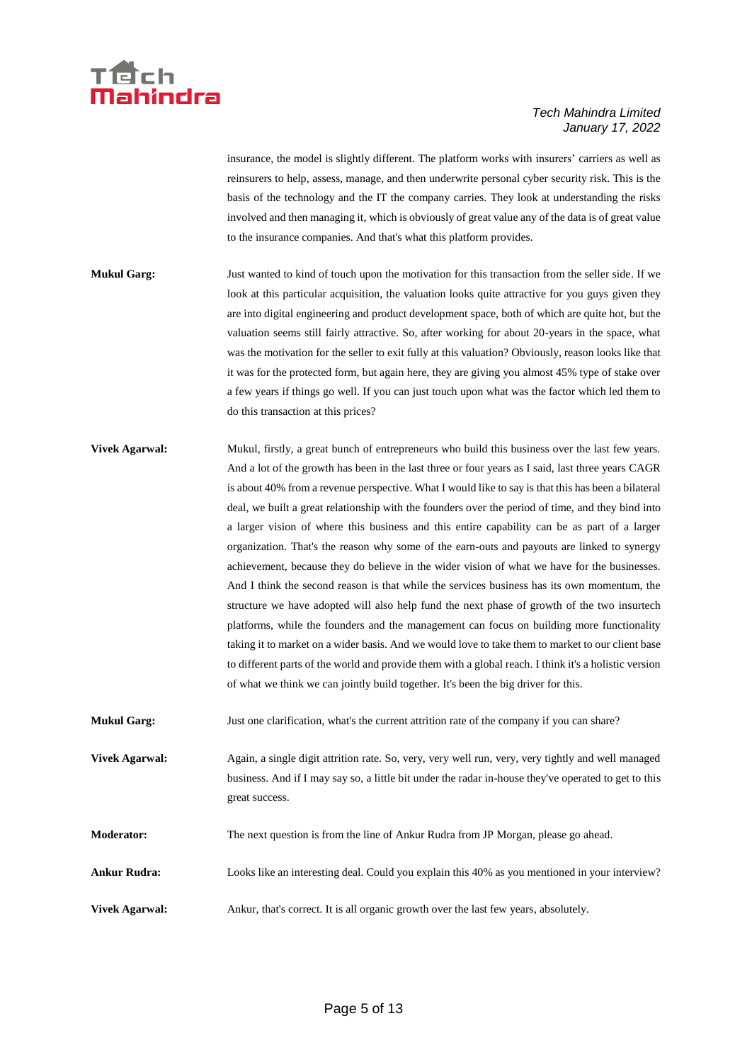insurance, the model is slightly different. The platform works with insurers' carriers as well as reinsurers to help, assess, manage, and then underwrite personal cyber security risk. This is the basis of the technology and the IT the company carries. They look at understanding the risks involved and then managing it, which is obviously of great value any of the data is of great value to the insurance companies. And that's what this platform provides.

**Mukul Garg:** Just wanted to kind of touch upon the motivation for this transaction from the seller side. If we look at this particular acquisition, the valuation looks quite attractive for you guys given they are into digital engineering and product development space, both of which are quite hot, but the valuation seems still fairly attractive. So, after working for about 20-years in the space, what was the motivation for the seller to exit fully at this valuation? Obviously, reason looks like that it was for the protected form, but again here, they are giving you almost 45% type of stake over a few years if things go well. If you can just touch upon what was the factor which led them to do this transaction at this prices?

**Vivek Agarwal:** Mukul, firstly, a great bunch of entrepreneurs who build this business over the last few years. And a lot of the growth has been in the last three or four years as I said, last three years CAGR is about 40% from a revenue perspective. What I would like to say is that this has been a bilateral deal, we built a great relationship with the founders over the period of time, and they bind into a larger vision of where this business and this entire capability can be as part of a larger organization. That's the reason why some of the earn-outs and payouts are linked to synergy achievement, because they do believe in the wider vision of what we have for the businesses. And I think the second reason is that while the services business has its own momentum, the structure we have adopted will also help fund the next phase of growth of the two insurtech platforms, while the founders and the management can focus on building more functionality taking it to market on a wider basis. And we would love to take them to market to our client base to different parts of the world and provide them with a global reach. I think it's a holistic version of what we think we can jointly build together. It's been the big driver for this.

**Mukul Garg:** Just one clarification, what's the current attrition rate of the company if you can share?

**Vivek Agarwal:** Again, a single digit attrition rate. So, very, very well run, very, very tightly and well managed business. And if I may say so, a little bit under the radar in-house they've operated to get to this great success.

**Moderator:** The next question is from the line of Ankur Rudra from JP Morgan, please go ahead.

**Ankur Rudra:** Looks like an interesting deal. Could you explain this 40% as you mentioned in your interview?

**Vivek Agarwal:** Ankur, that's correct. It is all organic growth over the last few years, absolutely.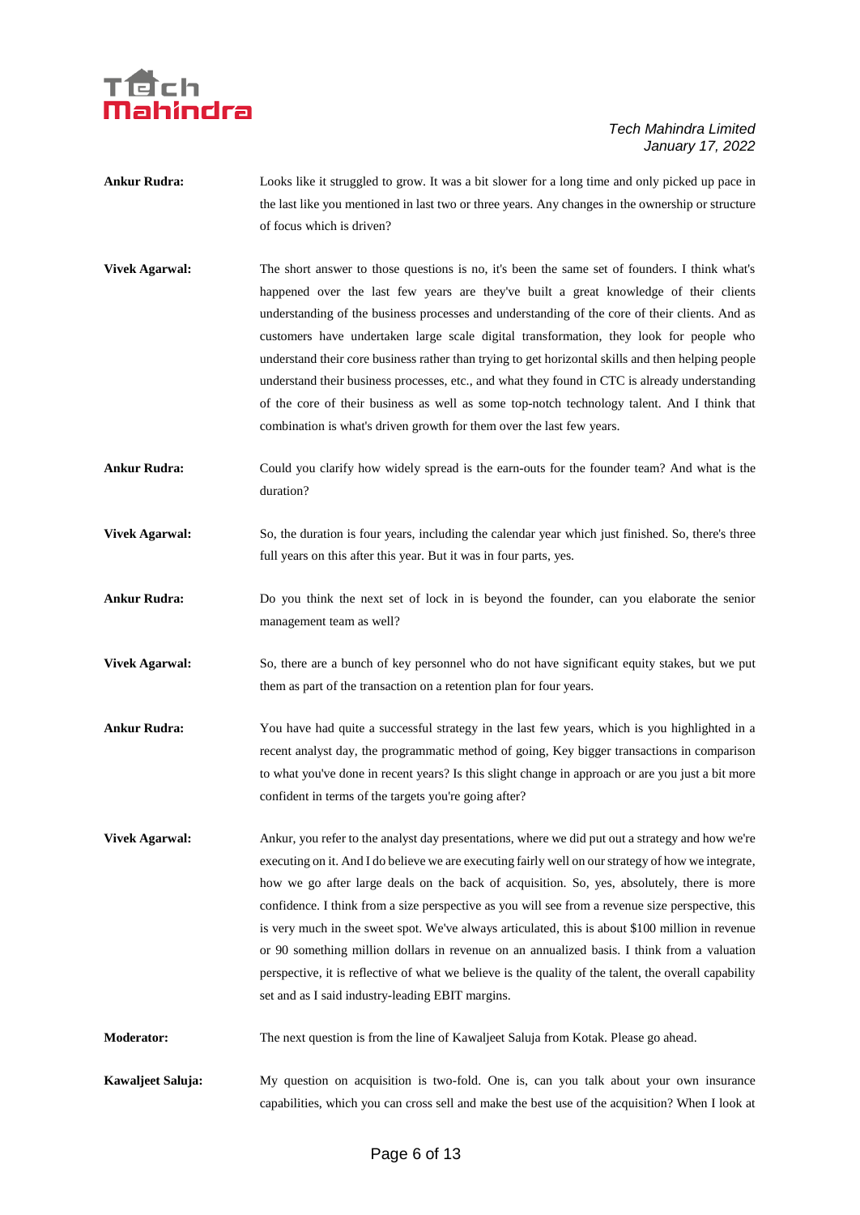**Ankur Rudra:** Looks like it struggled to grow. It was a bit slower for a long time and only picked up pace in the last like you mentioned in last two or three years. Any changes in the ownership or structure of focus which is driven?

**Vivek Agarwal:** The short answer to those questions is no, it's been the same set of founders. I think what's happened over the last few years are they've built a great knowledge of their clients understanding of the business processes and understanding of the core of their clients. And as customers have undertaken large scale digital transformation, they look for people who understand their core business rather than trying to get horizontal skills and then helping people understand their business processes, etc., and what they found in CTC is already understanding of the core of their business as well as some top-notch technology talent. And I think that combination is what's driven growth for them over the last few years.

**Ankur Rudra:** Could you clarify how widely spread is the earn-outs for the founder team? And what is the duration?

**Vivek Agarwal:** So, the duration is four years, including the calendar year which just finished. So, there's three full years on this after this year. But it was in four parts, yes.

**Ankur Rudra:** Do you think the next set of lock in is beyond the founder, can you elaborate the senior management team as well?

**Vivek Agarwal:** So, there are a bunch of key personnel who do not have significant equity stakes, but we put them as part of the transaction on a retention plan for four years.

**Ankur Rudra:** You have had quite a successful strategy in the last few years, which is you highlighted in a recent analyst day, the programmatic method of going, Key bigger transactions in comparison to what you've done in recent years? Is this slight change in approach or are you just a bit more confident in terms of the targets you're going after?

**Vivek Agarwal:** Ankur, you refer to the analyst day presentations, where we did put out a strategy and how we're executing on it. And I do believe we are executing fairly well on our strategy of how we integrate, how we go after large deals on the back of acquisition. So, yes, absolutely, there is more confidence. I think from a size perspective as you will see from a revenue size perspective, this is very much in the sweet spot. We've always articulated, this is about $100 million in revenue or 90 something million dollars in revenue on an annualized basis. I think from a valuation perspective, it is reflective of what we believe is the quality of the talent, the overall capability set and as I said industry-leading EBIT margins.

**Moderator:** The next question is from the line of Kawaljeet Saluja from Kotak. Please go ahead.

**Kawaljeet Saluja:** My question on acquisition is two-fold. One is, can you talk about your own insurance capabilities, which you can cross sell and make the best use of the acquisition? When I look at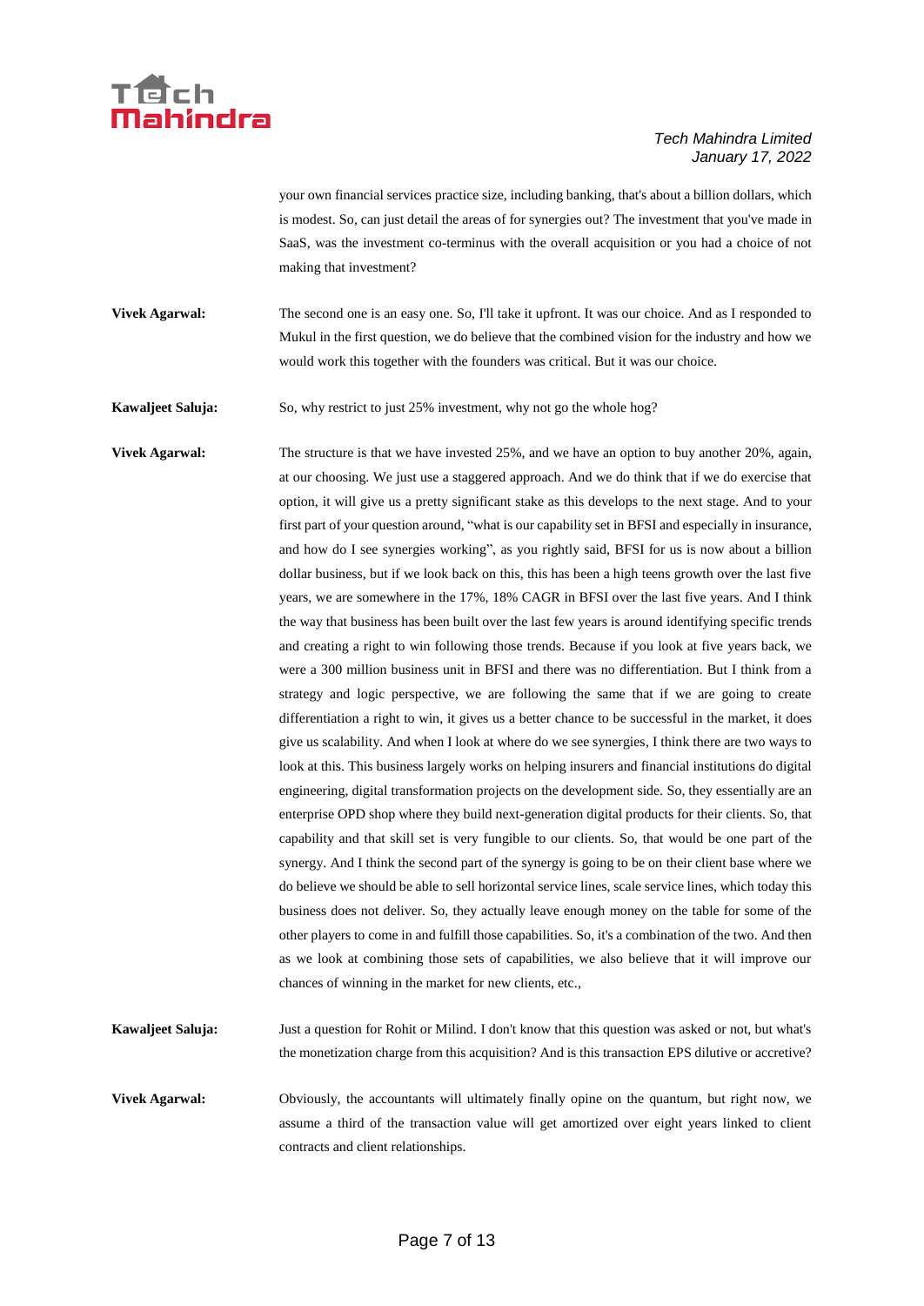your own financial services practice size, including banking, that's about a billion dollars, which is modest. So, can just detail the areas of for synergies out? The investment that you've made in SaaS, was the investment co-terminus with the overall acquisition or you had a choice of not making that investment?

**Vivek Agarwal:** The second one is an easy one. So, I'll take it upfront. It was our choice. And as I responded to Mukul in the first question, we do believe that the combined vision for the industry and how we would work this together with the founders was critical. But it was our choice.

**Kawaljeet Saluja:** So, why restrict to just 25% investment, why not go the whole hog?

**Vivek Agarwal:** The structure is that we have invested 25%, and we have an option to buy another 20%, again, at our choosing. We just use a staggered approach. And we do think that if we do exercise that option, it will give us a pretty significant stake as this develops to the next stage. And to your first part of your question around, "what is our capability set in BFSI and especially in insurance, and how do I see synergies working", as you rightly said, BFSI for us is now about a billion dollar business, but if we look back on this, this has been a high teens growth over the last five years, we are somewhere in the 17%, 18% CAGR in BFSI over the last five years. And I think the way that business has been built over the last few years is around identifying specific trends and creating a right to win following those trends. Because if you look at five years back, we were a 300 million business unit in BFSI and there was no differentiation. But I think from a strategy and logic perspective, we are following the same that if we are going to create differentiation a right to win, it gives us a better chance to be successful in the market, it does give us scalability. And when I look at where do we see synergies, I think there are two ways to look at this. This business largely works on helping insurers and financial institutions do digital engineering, digital transformation projects on the development side. So, they essentially are an enterprise OPD shop where they build next-generation digital products for their clients. So, that capability and that skill set is very fungible to our clients. So, that would be one part of the synergy. And I think the second part of the synergy is going to be on their client base where we do believe we should be able to sell horizontal service lines, scale service lines, which today this business does not deliver. So, they actually leave enough money on the table for some of the other players to come in and fulfill those capabilities. So, it's a combination of the two. And then as we look at combining those sets of capabilities, we also believe that it will improve our chances of winning in the market for new clients, etc.,

**Kawaljeet Saluja:** Just a question for Rohit or Milind. I don't know that this question was asked or not, but what's the monetization charge from this acquisition? And is this transaction EPS dilutive or accretive?

**Vivek Agarwal:** Obviously, the accountants will ultimately finally opine on the quantum, but right now, we assume a third of the transaction value will get amortized over eight years linked to client contracts and client relationships.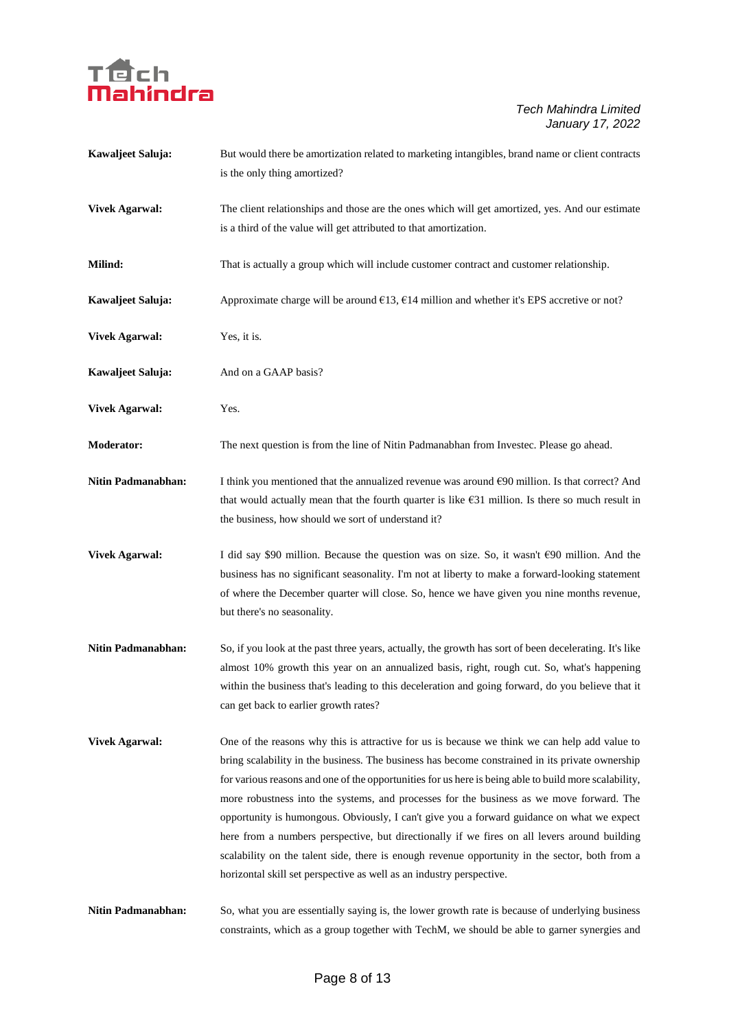**Kawaljeet Saluja:** But would there be amortization related to marketing intangibles, brand name or client contracts is the only thing amortized?

**Vivek Agarwal:** The client relationships and those are the ones which will get amortized, yes. And our estimate is a third of the value will get attributed to that amortization.

**Milind:** That is actually a group which will include customer contract and customer relationship.

**Kawaljeet Saluja:** Approximate charge will be around €13, €14 million and whether it's EPS accretive or not?

**Vivek Agarwal:** Yes, it is.

**Kawaljeet Saluja:** And on a GAAP basis?

**Vivek Agarwal:** Yes.

**Moderator:** The next question is from the line of Nitin Padmanabhan from Investec. Please go ahead.

**Nitin Padmanabhan:** I think you mentioned that the annualized revenue was around €90 million. Is that correct? And that would actually mean that the fourth quarter is like €31 million. Is there so much result in the business, how should we sort of understand it?

**Vivek Agarwal:** I did say $90 million. Because the question was on size. So, it wasn't €90 million. And the business has no significant seasonality. I'm not at liberty to make a forward-looking statement of where the December quarter will close. So, hence we have given you nine months revenue, but there's no seasonality.

**Nitin Padmanabhan:** So, if you look at the past three years, actually, the growth has sort of been decelerating. It's like almost 10% growth this year on an annualized basis, right, rough cut. So, what's happening within the business that's leading to this deceleration and going forward, do you believe that it can get back to earlier growth rates?

**Vivek Agarwal:** One of the reasons why this is attractive for us is because we think we can help add value to bring scalability in the business. The business has become constrained in its private ownership for various reasons and one of the opportunities for us here is being able to build more scalability, more robustness into the systems, and processes for the business as we move forward. The opportunity is humongous. Obviously, I can't give you a forward guidance on what we expect here from a numbers perspective, but directionally if we fires on all levers around building scalability on the talent side, there is enough revenue opportunity in the sector, both from a horizontal skill set perspective as well as an industry perspective.

**Nitin Padmanabhan:** So, what you are essentially saying is, the lower growth rate is because of underlying business constraints, which as a group together with TechM, we should be able to garner synergies and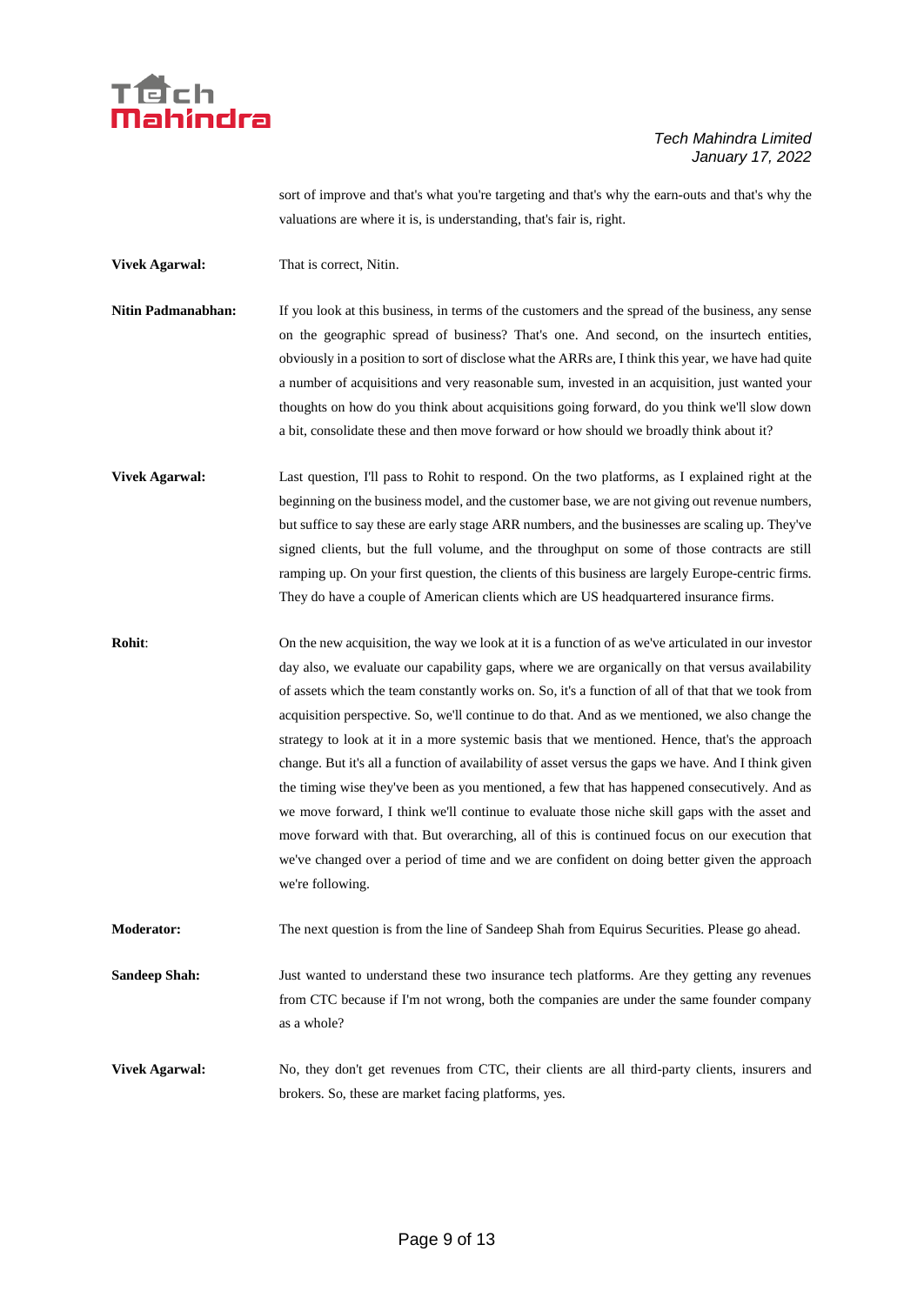sort of improve and that's what you're targeting and that's why the earn-outs and that's why the valuations are where it is, is understanding, that's fair is, right.

**Vivek Agarwal:** That is correct, Nitin.

**Nitin Padmanabhan:** If you look at this business, in terms of the customers and the spread of the business, any sense on the geographic spread of business? That's one. And second, on the insurtech entities, obviously in a position to sort of disclose what the ARRs are, I think this year, we have had quite a number of acquisitions and very reasonable sum, invested in an acquisition, just wanted your thoughts on how do you think about acquisitions going forward, do you think we'll slow down a bit, consolidate these and then move forward or how should we broadly think about it?

**Vivek Agarwal:** Last question, I'll pass to Rohit to respond. On the two platforms, as I explained right at the beginning on the business model, and the customer base, we are not giving out revenue numbers, but suffice to say these are early stage ARR numbers, and the businesses are scaling up. They've signed clients, but the full volume, and the throughput on some of those contracts are still ramping up. On your first question, the clients of this business are largely Europe-centric firms. They do have a couple of American clients which are US headquartered insurance firms.

**Rohit**: On the new acquisition, the way we look at it is a function of as we've articulated in our investor day also, we evaluate our capability gaps, where we are organically on that versus availability of assets which the team constantly works on. So, it's a function of all of that that we took from acquisition perspective. So, we'll continue to do that. And as we mentioned, we also change the strategy to look at it in a more systemic basis that we mentioned. Hence, that's the approach change. But it's all a function of availability of asset versus the gaps we have. And I think given the timing wise they've been as you mentioned, a few that has happened consecutively. And as we move forward, I think we'll continue to evaluate those niche skill gaps with the asset and move forward with that. But overarching, all of this is continued focus on our execution that we've changed over a period of time and we are confident on doing better given the approach we're following.

**Moderator:** The next question is from the line of Sandeep Shah from Equirus Securities. Please go ahead.

**Sandeep Shah:** Just wanted to understand these two insurance tech platforms. Are they getting any revenues from CTC because if I'm not wrong, both the companies are under the same founder company as a whole?

**Vivek Agarwal:** No, they don't get revenues from CTC, their clients are all third-party clients, insurers and brokers. So, these are market facing platforms, yes.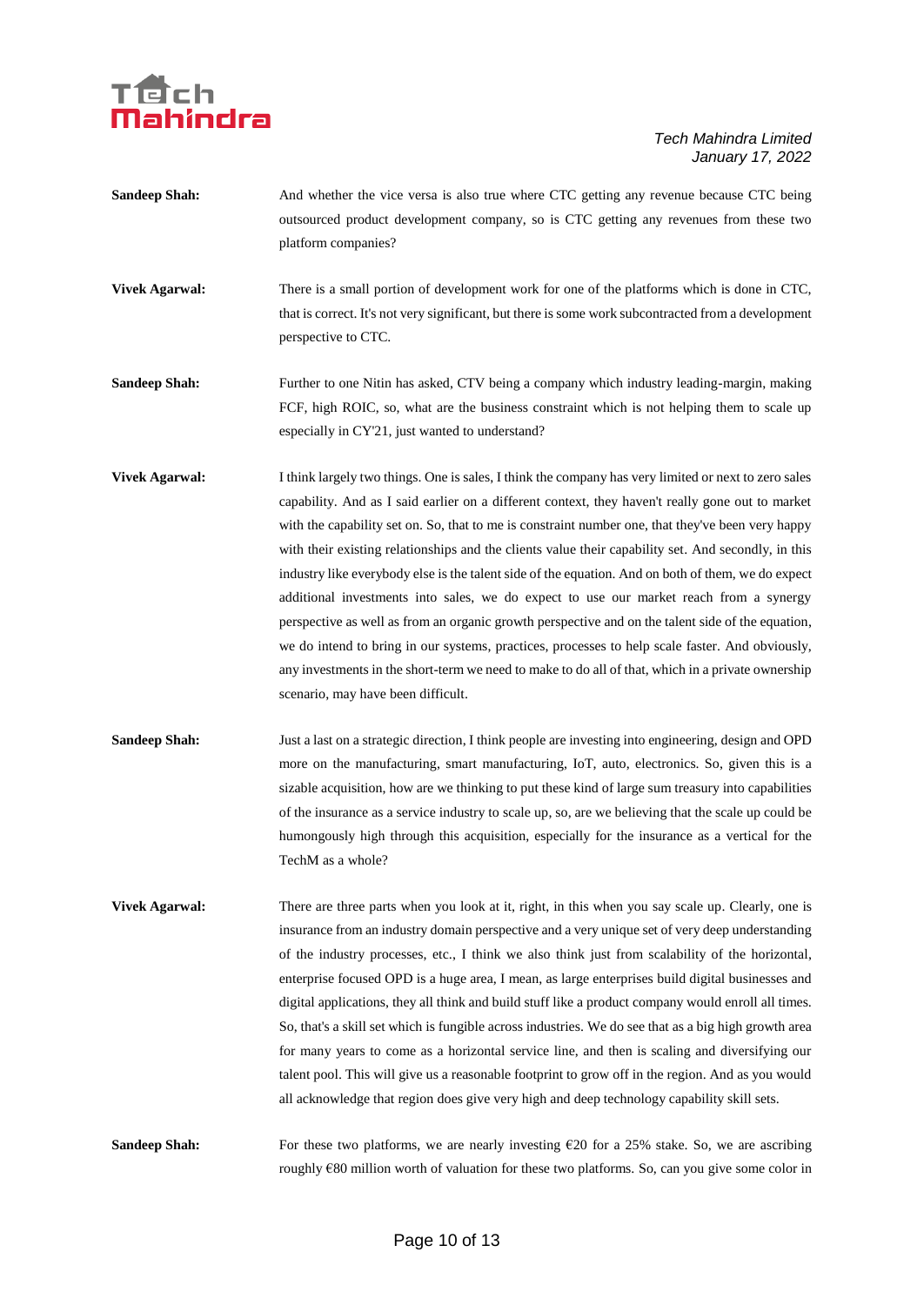**Sandeep Shah:** And whether the vice versa is also true where CTC getting any revenue because CTC being outsourced product development company, so is CTC getting any revenues from these two platform companies?

**Vivek Agarwal:** There is a small portion of development work for one of the platforms which is done in CTC, that is correct. It's not very significant, but there is some work subcontracted from a development perspective to CTC.

**Sandeep Shah:** Further to one Nitin has asked, CTV being a company which industry leading-margin, making FCF, high ROIC, so, what are the business constraint which is not helping them to scale up especially in CY'21, just wanted to understand?

**Vivek Agarwal:** I think largely two things. One is sales, I think the company has very limited or next to zero sales capability. And as I said earlier on a different context, they haven't really gone out to market with the capability set on. So, that to me is constraint number one, that they've been very happy with their existing relationships and the clients value their capability set. And secondly, in this industry like everybody else is the talent side of the equation. And on both of them, we do expect additional investments into sales, we do expect to use our market reach from a synergy perspective as well as from an organic growth perspective and on the talent side of the equation, we do intend to bring in our systems, practices, processes to help scale faster. And obviously, any investments in the short-term we need to make to do all of that, which in a private ownership scenario, may have been difficult.

**Sandeep Shah:** Just a last on a strategic direction, I think people are investing into engineering, design and OPD more on the manufacturing, smart manufacturing, IoT, auto, electronics. So, given this is a sizable acquisition, how are we thinking to put these kind of large sum treasury into capabilities of the insurance as a service industry to scale up, so, are we believing that the scale up could be humongously high through this acquisition, especially for the insurance as a vertical for the TechM as a whole?

**Vivek Agarwal:** There are three parts when you look at it, right, in this when you say scale up. Clearly, one is insurance from an industry domain perspective and a very unique set of very deep understanding of the industry processes, etc., I think we also think just from scalability of the horizontal, enterprise focused OPD is a huge area, I mean, as large enterprises build digital businesses and digital applications, they all think and build stuff like a product company would enroll all times. So, that's a skill set which is fungible across industries. We do see that as a big high growth area for many years to come as a horizontal service line, and then is scaling and diversifying our talent pool. This will give us a reasonable footprint to grow off in the region. And as you would all acknowledge that region does give very high and deep technology capability skill sets.

**Sandeep Shah:** For these two platforms, we are nearly investing €20 for a 25% stake. So, we are ascribing roughly €80 million worth of valuation for these two platforms. So, can you give some color in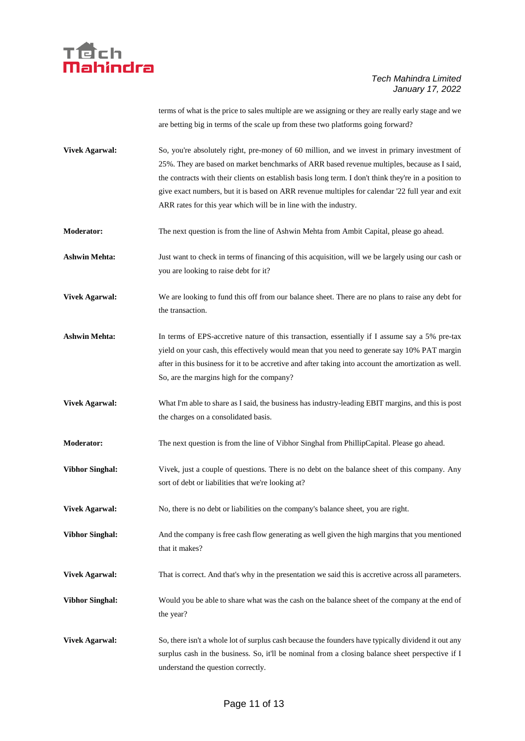terms of what is the price to sales multiple are we assigning or they are really early stage and we are betting big in terms of the scale up from these two platforms going forward?

**Vivek Agarwal:** So, you're absolutely right, pre-money of 60 million, and we invest in primary investment of 25%. They are based on market benchmarks of ARR based revenue multiples, because as I said, the contracts with their clients on establish basis long term. I don't think they're in a position to give exact numbers, but it is based on ARR revenue multiples for calendar '22 full year and exit ARR rates for this year which will be in line with the industry.

**Moderator:** The next question is from the line of Ashwin Mehta from Ambit Capital, please go ahead.

**Ashwin Mehta:** Just want to check in terms of financing of this acquisition, will we be largely using our cash or you are looking to raise debt for it?

**Vivek Agarwal:** We are looking to fund this off from our balance sheet. There are no plans to raise any debt for the transaction.

**Ashwin Mehta:** In terms of EPS-accretive nature of this transaction, essentially if I assume say a 5% pre-tax yield on your cash, this effectively would mean that you need to generate say 10% PAT margin after in this business for it to be accretive and after taking into account the amortization as well. So, are the margins high for the company?

**Vivek Agarwal:** What I'm able to share as I said, the business has industry-leading EBIT margins, and this is post the charges on a consolidated basis.

**Moderator:** The next question is from the line of Vibhor Singhal from PhillipCapital. Please go ahead.

**Vibhor Singhal:** Vivek, just a couple of questions. There is no debt on the balance sheet of this company. Any sort of debt or liabilities that we're looking at?

**Vivek Agarwal:** No, there is no debt or liabilities on the company's balance sheet, you are right.

**Vibhor Singhal:** And the company is free cash flow generating as well given the high margins that you mentioned that it makes?

**Vivek Agarwal:** That is correct. And that's why in the presentation we said this is accretive across all parameters.

**Vibhor Singhal:** Would you be able to share what was the cash on the balance sheet of the company at the end of the year?

**Vivek Agarwal:** So, there isn't a whole lot of surplus cash because the founders have typically dividend it out any surplus cash in the business. So, it'll be nominal from a closing balance sheet perspective if I understand the question correctly.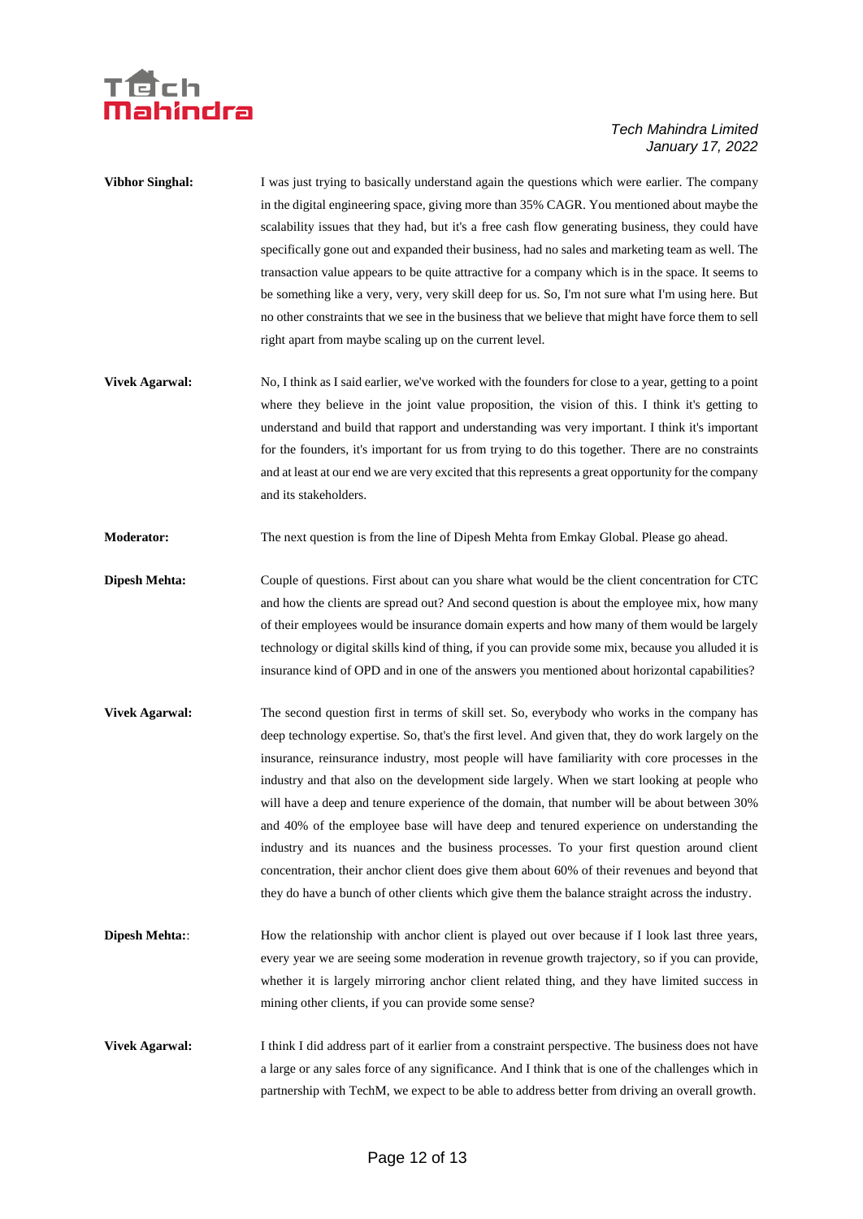**Vibhor Singhal:** I was just trying to basically understand again the questions which were earlier. The company in the digital engineering space, giving more than 35% CAGR. You mentioned about maybe the scalability issues that they had, but it's a free cash flow generating business, they could have specifically gone out and expanded their business, had no sales and marketing team as well. The transaction value appears to be quite attractive for a company which is in the space. It seems to be something like a very, very, very skill deep for us. So, I'm not sure what I'm using here. But no other constraints that we see in the business that we believe that might have force them to sell right apart from maybe scaling up on the current level.

**Vivek Agarwal:** No, I think as I said earlier, we've worked with the founders for close to a year, getting to a point where they believe in the joint value proposition, the vision of this. I think it's getting to understand and build that rapport and understanding was very important. I think it's important for the founders, it's important for us from trying to do this together. There are no constraints and at least at our end we are very excited that this represents a great opportunity for the company and its stakeholders.

**Moderator:** The next question is from the line of Dipesh Mehta from Emkay Global. Please go ahead.

**Dipesh Mehta:** Couple of questions. First about can you share what would be the client concentration for CTC and how the clients are spread out? And second question is about the employee mix, how many of their employees would be insurance domain experts and how many of them would be largely technology or digital skills kind of thing, if you can provide some mix, because you alluded it is insurance kind of OPD and in one of the answers you mentioned about horizontal capabilities?

**Vivek Agarwal:** The second question first in terms of skill set. So, everybody who works in the company has deep technology expertise. So, that's the first level. And given that, they do work largely on the insurance, reinsurance industry, most people will have familiarity with core processes in the industry and that also on the development side largely. When we start looking at people who will have a deep and tenure experience of the domain, that number will be about between 30% and 40% of the employee base will have deep and tenured experience on understanding the industry and its nuances and the business processes. To your first question around client concentration, their anchor client does give them about 60% of their revenues and beyond that they do have a bunch of other clients which give them the balance straight across the industry.

**Dipesh Mehta:**: How the relationship with anchor client is played out over because if I look last three years, every year we are seeing some moderation in revenue growth trajectory, so if you can provide, whether it is largely mirroring anchor client related thing, and they have limited success in mining other clients, if you can provide some sense?

**Vivek Agarwal:** I think I did address part of it earlier from a constraint perspective. The business does not have a large or any sales force of any significance. And I think that is one of the challenges which in partnership with TechM, we expect to be able to address better from driving an overall growth.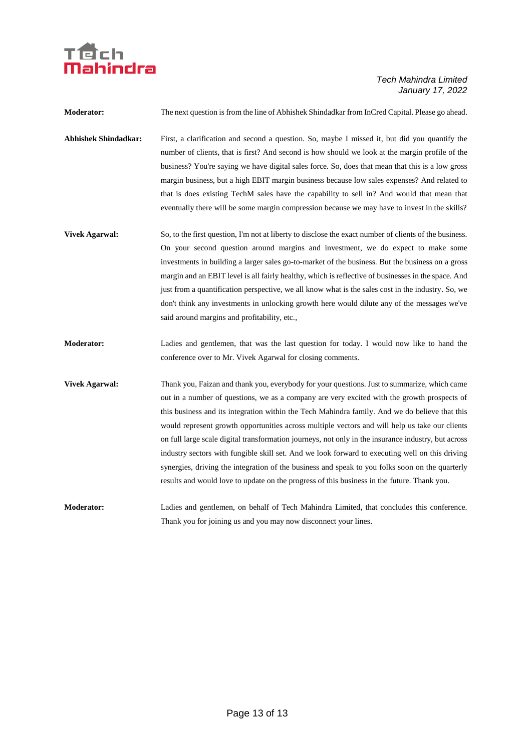**Moderator:** The next question is from the line of Abhishek Shindadkar from InCred Capital. Please go ahead.

**Abhishek Shindadkar:** First, a clarification and second a question. So, maybe I missed it, but did you quantify the number of clients, that is first? And second is how should we look at the margin profile of the business? You're saying we have digital sales force. So, does that mean that this is a low gross margin business, but a high EBIT margin business because low sales expenses? And related to that is does existing TechM sales have the capability to sell in? And would that mean that eventually there will be some margin compression because we may have to invest in the skills?

**Vivek Agarwal:** So, to the first question, I'm not at liberty to disclose the exact number of clients of the business. On your second question around margins and investment, we do expect to make some investments in building a larger sales go-to-market of the business. But the business on a gross margin and an EBIT level is all fairly healthy, which is reflective of businesses in the space. And just from a quantification perspective, we all know what is the sales cost in the industry. So, we don't think any investments in unlocking growth here would dilute any of the messages we've said around margins and profitability, etc.,

**Moderator:** Ladies and gentlemen, that was the last question for today. I would now like to hand the conference over to Mr. Vivek Agarwal for closing comments.

**Vivek Agarwal:** Thank you, Faizan and thank you, everybody for your questions. Just to summarize, which came out in a number of questions, we as a company are very excited with the growth prospects of this business and its integration within the Tech Mahindra family. And we do believe that this would represent growth opportunities across multiple vectors and will help us take our clients on full large scale digital transformation journeys, not only in the insurance industry, but across industry sectors with fungible skill set. And we look forward to executing well on this driving synergies, driving the integration of the business and speak to you folks soon on the quarterly results and would love to update on the progress of this business in the future. Thank you.

**Moderator:** Ladies and gentlemen, on behalf of Tech Mahindra Limited, that concludes this conference. Thank you for joining us and you may now disconnect your lines.